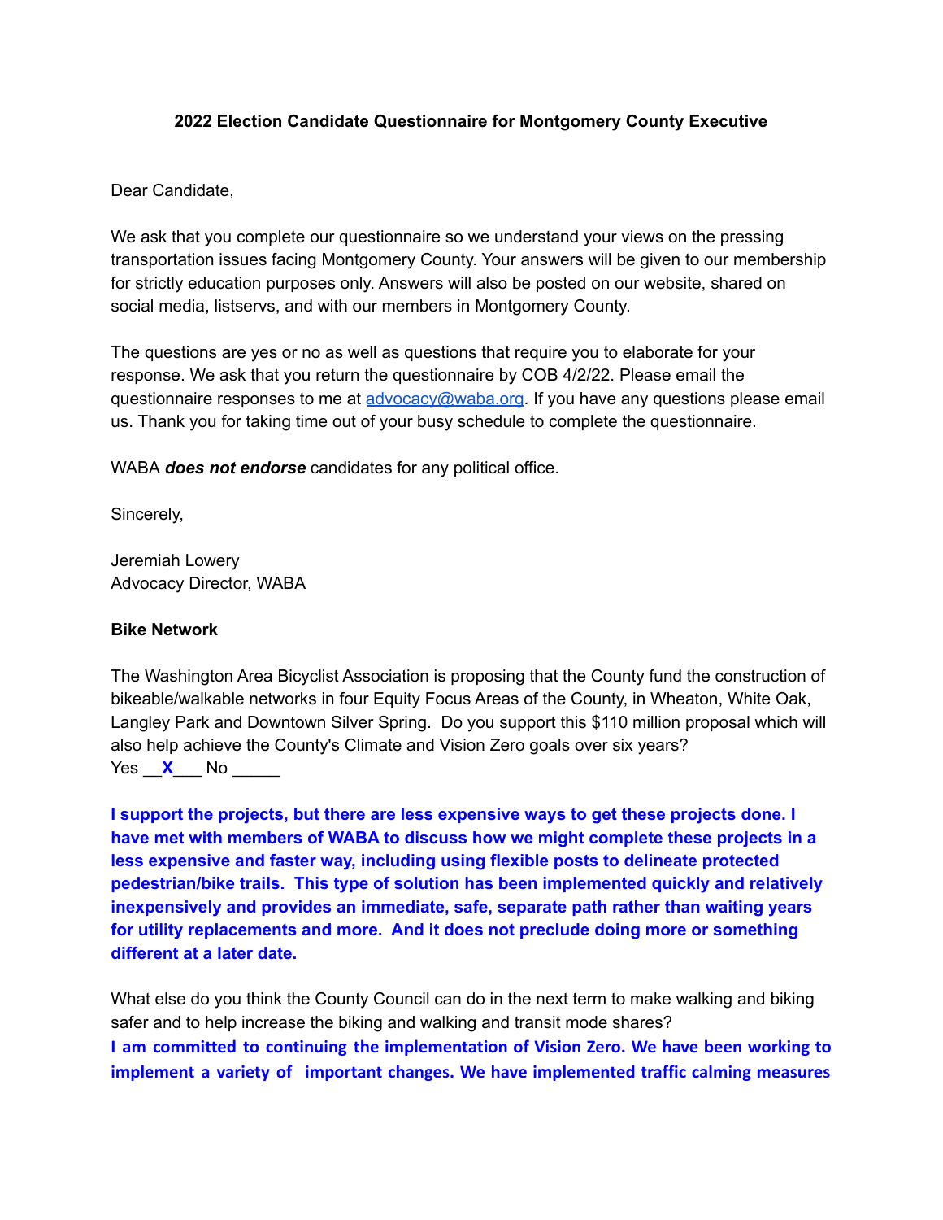**2022 Election Candidate Questionnaire for Montgomery County Executive**

Dear Candidate,

We ask that you complete our questionnaire so we understand your views on the pressing transportation issues facing Montgomery County. Your answers will be given to our membership for strictly education purposes only. Answers will also be posted on our website, shared on social media, listservs, and with our members in Montgomery County.

The questions are yes or no as well as questions that require you to elaborate for your response. We ask that you return the questionnaire by COB 4/2/22. Please email the questionnaire responses to me at advocacy@waba.org. If you have any questions please email us. Thank you for taking time out of your busy schedule to complete the questionnaire.

WABA ***does not endorse*** candidates for any political office.

Sincerely,

Jeremiah Lowery
Advocacy Director, WABA

**Bike Network**

The Washington Area Bicyclist Association is proposing that the County fund the construction of bikeable/walkable networks in four Equity Focus Areas of the County, in Wheaton, White Oak, Langley Park and Downtown Silver Spring. Do you support this $110 million proposal which will also help achieve the County's Climate and Vision Zero goals over six years?
Yes \_\_**X**\_\_\_ No \_\_\_\_\_

**I support the projects, but there are less expensive ways to get these projects done. I have met with members of WABA to discuss how we might complete these projects in a less expensive and faster way, including using flexible posts to delineate protected pedestrian/bike trails. This type of solution has been implemented quickly and relatively inexpensively and provides an immediate, safe, separate path rather than waiting years for utility replacements and more. And it does not preclude doing more or something different at a later date.**

What else do you think the County Council can do in the next term to make walking and biking safer and to help increase the biking and walking and transit mode shares?
**I am committed to continuing the implementation of Vision Zero. We have been working to implement a variety of important changes. We have implemented traffic calming measures**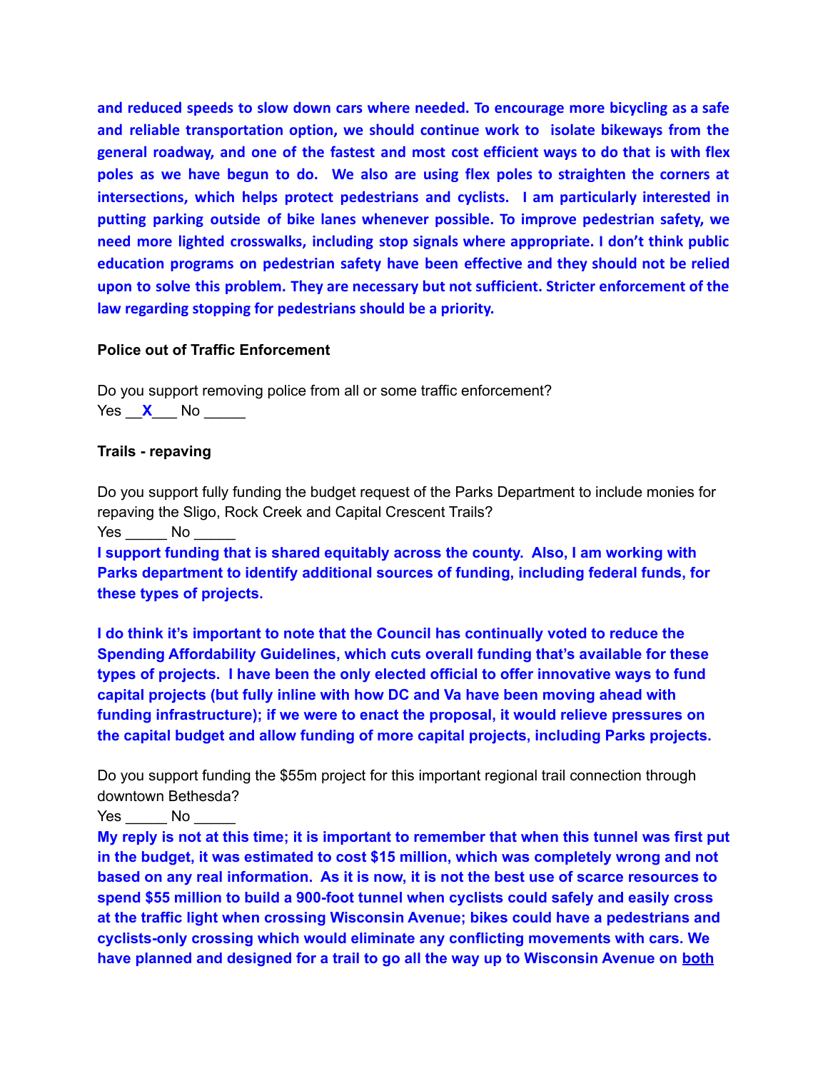**and reduced speeds to slow down cars where needed. To encourage more bicycling as a safe and reliable transportation option, we should continue work to isolate bikeways from the general roadway, and one of the fastest and most cost efficient ways to do that is with flex poles as we have begun to do. We also are using flex poles to straighten the corners at intersections, which helps protect pedestrians and cyclists. I am particularly interested in putting parking outside of bike lanes whenever possible. To improve pedestrian safety, we need more lighted crosswalks, including stop signals where appropriate. I don't think public education programs on pedestrian safety have been effective and they should not be relied upon to solve this problem. They are necessary but not sufficient. Stricter enforcement of the law regarding stopping for pedestrians should be a priority.**

**Police out of Traffic Enforcement**

Do you support removing police from all or some traffic enforcement?
Yes __**X**___ No _____

**Trails - repaving**

Do you support fully funding the budget request of the Parks Department to include monies for repaving the Sligo, Rock Creek and Capital Crescent Trails?
Yes _____ No _____
**I support funding that is shared equitably across the county. Also, I am working with Parks department to identify additional sources of funding, including federal funds, for these types of projects.**

**I do think it's important to note that the Council has continually voted to reduce the Spending Affordability Guidelines, which cuts overall funding that's available for these types of projects. I have been the only elected official to offer innovative ways to fund capital projects (but fully inline with how DC and Va have been moving ahead with funding infrastructure); if we were to enact the proposal, it would relieve pressures on the capital budget and allow funding of more capital projects, including Parks projects.**

Do you support funding the $55m project for this important regional trail connection through downtown Bethesda?
Yes _____ No _____
**My reply is not at this time; it is important to remember that when this tunnel was first put in the budget, it was estimated to cost $15 million, which was completely wrong and not based on any real information. As it is now, it is not the best use of scarce resources to spend $55 million to build a 900-foot tunnel when cyclists could safely and easily cross at the traffic light when crossing Wisconsin Avenue; bikes could have a pedestrians and cyclists-only crossing which would eliminate any conflicting movements with cars. We have planned and designed for a trail to go all the way up to Wisconsin Avenue on <u>both</u>**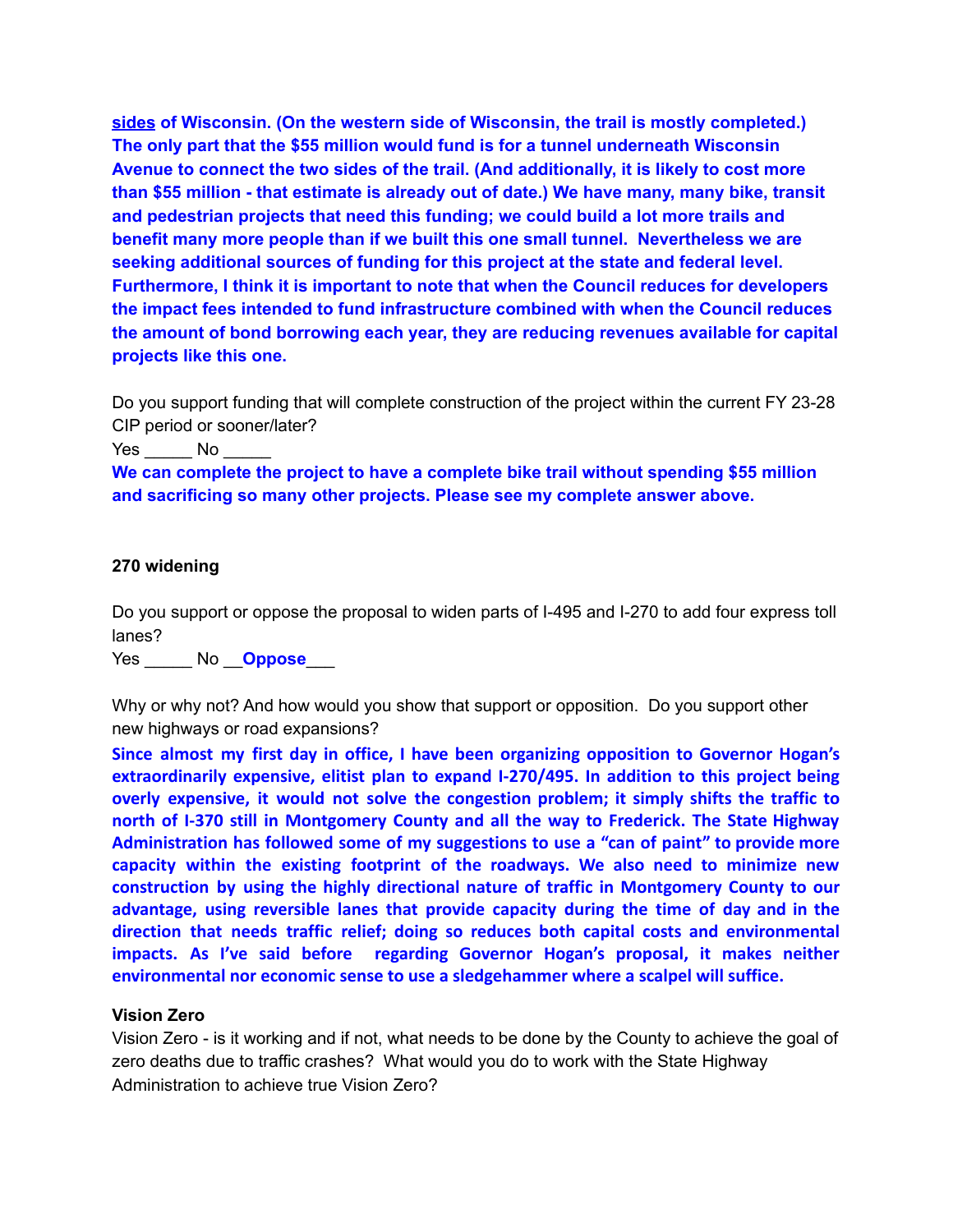**sides of Wisconsin. (On the western side of Wisconsin, the trail is mostly completed.) The only part that the $55 million would fund is for a tunnel underneath Wisconsin Avenue to connect the two sides of the trail. (And additionally, it is likely to cost more than $55 million - that estimate is already out of date.) We have many, many bike, transit and pedestrian projects that need this funding; we could build a lot more trails and benefit many more people than if we built this one small tunnel. Nevertheless we are seeking additional sources of funding for this project at the state and federal level. Furthermore, I think it is important to note that when the Council reduces for developers the impact fees intended to fund infrastructure combined with when the Council reduces the amount of bond borrowing each year, they are reducing revenues available for capital projects like this one.**

Do you support funding that will complete construction of the project within the current FY 23-28 CIP period or sooner/later?

Yes _____ No _____

**We can complete the project to have a complete bike trail without spending $55 million and sacrificing so many other projects. Please see my complete answer above.**

**270 widening**

Do you support or oppose the proposal to widen parts of I-495 and I-270 to add four express toll lanes?

Yes _____ No __**Oppose**___

Why or why not? And how would you show that support or opposition. Do you support other new highways or road expansions?

**Since almost my first day in office, I have been organizing opposition to Governor Hogan's extraordinarily expensive, elitist plan to expand I-270/495. In addition to this project being overly expensive, it would not solve the congestion problem; it simply shifts the traffic to north of I-370 still in Montgomery County and all the way to Frederick. The State Highway Administration has followed some of my suggestions to use a "can of paint" to provide more capacity within the existing footprint of the roadways. We also need to minimize new construction by using the highly directional nature of traffic in Montgomery County to our advantage, using reversible lanes that provide capacity during the time of day and in the direction that needs traffic relief; doing so reduces both capital costs and environmental impacts. As I've said before regarding Governor Hogan's proposal, it makes neither environmental nor economic sense to use a sledgehammer where a scalpel will suffice.**

**Vision Zero**

Vision Zero - is it working and if not, what needs to be done by the County to achieve the goal of zero deaths due to traffic crashes? What would you do to work with the State Highway Administration to achieve true Vision Zero?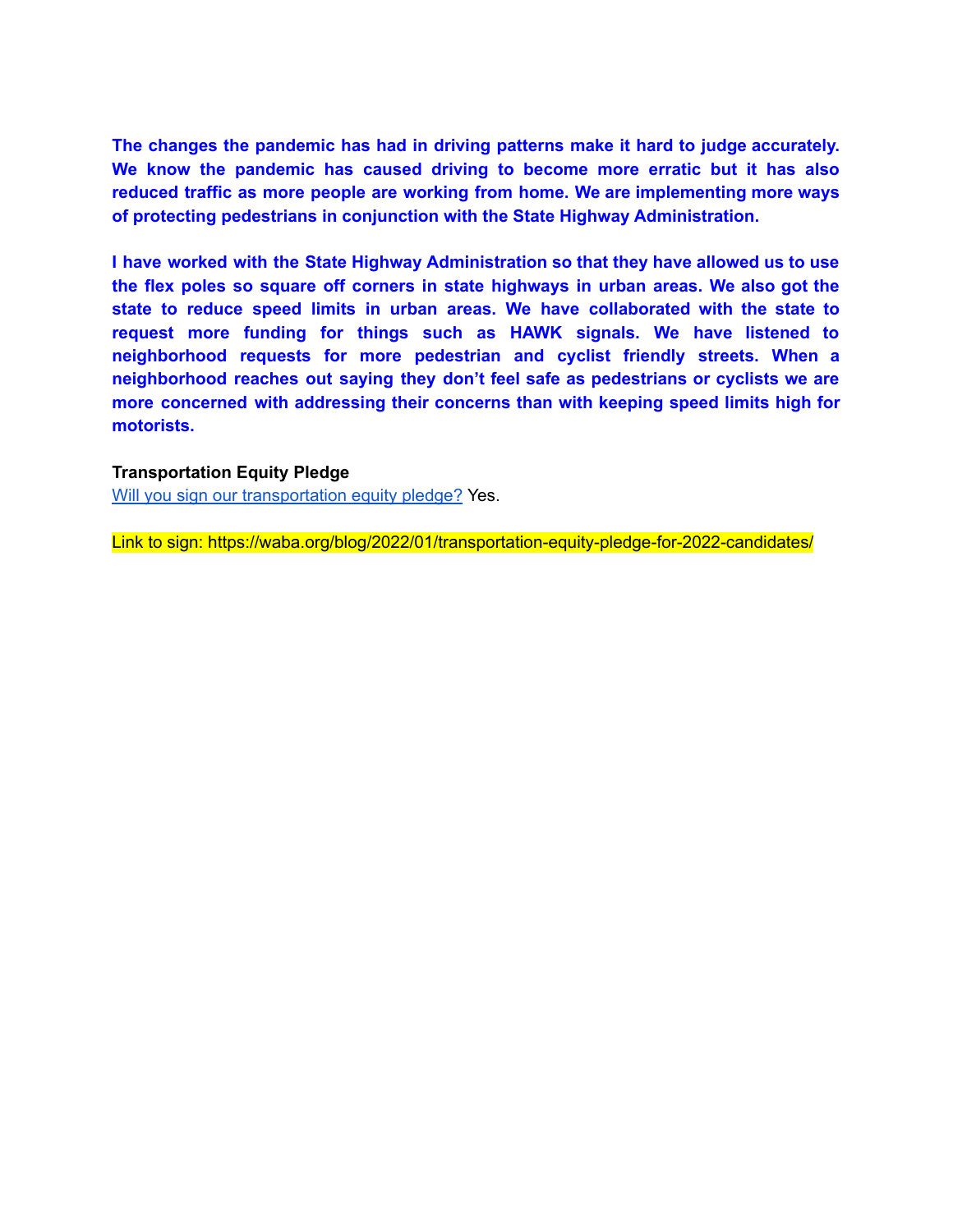**The changes the pandemic has had in driving patterns make it hard to judge accurately. We know the pandemic has caused driving to become more erratic but it has also reduced traffic as more people are working from home. We are implementing more ways of protecting pedestrians in conjunction with the State Highway Administration.**

**I have worked with the State Highway Administration so that they have allowed us to use the flex poles so square off corners in state highways in urban areas. We also got the state to reduce speed limits in urban areas. We have collaborated with the state to request more funding for things such as HAWK signals. We have listened to neighborhood requests for more pedestrian and cyclist friendly streets. When a neighborhood reaches out saying they don't feel safe as pedestrians or cyclists we are more concerned with addressing their concerns than with keeping speed limits high for motorists.**

**Transportation Equity Pledge**

Will you sign our transportation equity pledge? Yes.

Link to sign: https://waba.org/blog/2022/01/transportation-equity-pledge-for-2022-candidates/